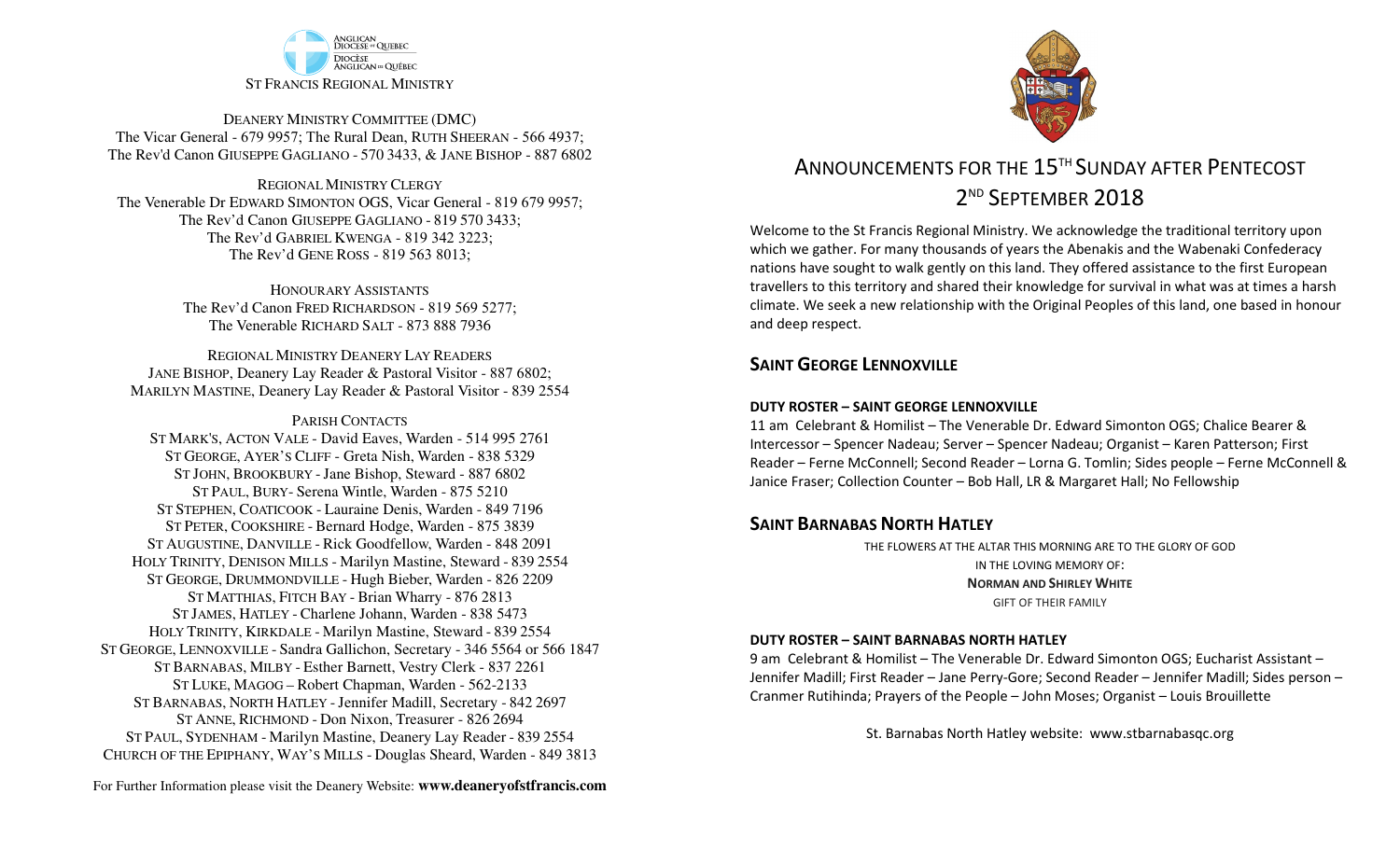ANGLICAN DIOCESE OF QUEBEC
DIOCÈSE ANGLICAN DU QUÉBEC

ST FRANCIS REGIONAL MINISTRY

DEANERY MINISTRY COMMITTEE (DMC)
The Vicar General - 679 9957; The Rural Dean, RUTH SHEERAN - 566 4937;
The Rev'd Canon GIUSEPPE GAGLIANO - 570 3433, & JANE BISHOP - 887 6802

REGIONAL MINISTRY CLERGY
The Venerable Dr EDWARD SIMONTON OGS, Vicar General - 819 679 9957;
The Rev'd Canon GIUSEPPE GAGLIANO - 819 570 3433;
The Rev'd GABRIEL KWENGA - 819 342 3223;
The Rev'd GENE ROSS - 819 563 8013;

HONOURARY ASSISTANTS
The Rev'd Canon FRED RICHARDSON - 819 569 5277;
The Venerable RICHARD SALT - 873 888 7936

REGIONAL MINISTRY DEANERY LAY READERS
JANE BISHOP, Deanery Lay Reader & Pastoral Visitor - 887 6802;
MARILYN MASTINE, Deanery Lay Reader & Pastoral Visitor - 839 2554

PARISH CONTACTS
ST MARK'S, ACTON VALE - David Eaves, Warden - 514 995 2761
ST GEORGE, AYER'S CLIFF - Greta Nish, Warden - 838 5329
ST JOHN, BROOKBURY - Jane Bishop, Steward - 887 6802
ST PAUL, BURY- Serena Wintle, Warden - 875 5210
ST STEPHEN, COATICOOK - Lauraine Denis, Warden - 849 7196
ST PETER, COOKSHIRE - Bernard Hodge, Warden - 875 3839
ST AUGUSTINE, DANVILLE - Rick Goodfellow, Warden - 848 2091
HOLY TRINITY, DENISON MILLS - Marilyn Mastine, Steward - 839 2554
ST GEORGE, DRUMMONDVILLE - Hugh Bieber, Warden - 826 2209
ST MATTHIAS, FITCH BAY - Brian Wharry - 876 2813
ST JAMES, HATLEY - Charlene Johann, Warden - 838 5473
HOLY TRINITY, KIRKDALE - Marilyn Mastine, Steward - 839 2554
ST GEORGE, LENNOXVILLE - Sandra Gallichon, Secretary - 346 5564 or 566 1847
ST BARNABAS, MILBY - Esther Barnett, Vestry Clerk - 837 2261
ST LUKE, MAGOG – Robert Chapman, Warden - 562-2133
ST BARNABAS, NORTH HATLEY - Jennifer Madill, Secretary - 842 2697
ST ANNE, RICHMOND - Don Nixon, Treasurer - 826 2694
ST PAUL, SYDENHAM - Marilyn Mastine, Deanery Lay Reader - 839 2554
CHURCH OF THE EPIPHANY, WAY'S MILLS - Douglas Sheard, Warden - 849 3813

For Further Information please visit the Deanery Website: **www.deaneryofstfrancis.com**

# ANNOUNCEMENTS FOR THE 15TH SUNDAY AFTER PENTECOST 2ND SEPTEMBER 2018

Welcome to the St Francis Regional Ministry. We acknowledge the traditional territory upon which we gather. For many thousands of years the Abenakis and the Wabenaki Confederacy nations have sought to walk gently on this land. They offered assistance to the first European travellers to this territory and shared their knowledge for survival in what was at times a harsh climate. We seek a new relationship with the Original Peoples of this land, one based in honour and deep respect.

## SAINT GEORGE LENNOXVILLE

**DUTY ROSTER – SAINT GEORGE LENNOXVILLE**

11 am Celebrant & Homilist – The Venerable Dr. Edward Simonton OGS; Chalice Bearer & Intercessor – Spencer Nadeau; Server – Spencer Nadeau; Organist – Karen Patterson; First Reader – Ferne McConnell; Second Reader – Lorna G. Tomlin; Sides people – Ferne McConnell & Janice Fraser; Collection Counter – Bob Hall, LR & Margaret Hall; No Fellowship

## SAINT BARNABAS NORTH HATLEY

THE FLOWERS AT THE ALTAR THIS MORNING ARE TO THE GLORY OF GOD
IN THE LOVING MEMORY OF:
**NORMAN AND SHIRLEY WHITE**
GIFT OF THEIR FAMILY

**DUTY ROSTER – SAINT BARNABAS NORTH HATLEY**

9 am Celebrant & Homilist – The Venerable Dr. Edward Simonton OGS; Eucharist Assistant – Jennifer Madill; First Reader – Jane Perry-Gore; Second Reader – Jennifer Madill; Sides person – Cranmer Rutihinda; Prayers of the People – John Moses; Organist – Louis Brouillette

St. Barnabas North Hatley website: www.stbarnabasqc.org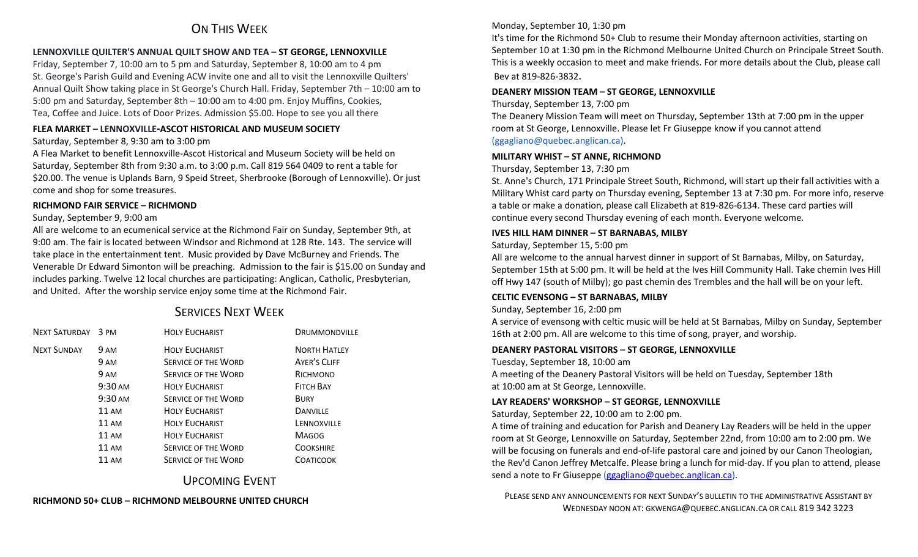## On This Week

**LENNOXVILLE QUILTER'S ANNUAL QUILT SHOW AND TEA – ST GEORGE, LENNOXVILLE**

Friday, September 7, 10:00 am to 5 pm and Saturday, September 8, 10:00 am to 4 pm

St. George's Parish Guild and Evening ACW invite one and all to visit the Lennoxville Quilters' Annual Quilt Show taking place in St George's Church Hall. Friday, September 7th – 10:00 am to 5:00 pm and Saturday, September 8th – 10:00 am to 4:00 pm. Enjoy Muffins, Cookies, Tea, Coffee and Juice. Lots of Door Prizes. Admission $5.00. Hope to see you all there

**FLEA MARKET – LENNOXVILLE-ASCOT HISTORICAL AND MUSEUM SOCIETY**

Saturday, September 8, 9:30 am to 3:00 pm

A Flea Market to benefit Lennoxville-Ascot Historical and Museum Society will be held on Saturday, September 8th from 9:30 a.m. to 3:00 p.m. Call 819 564 0409 to rent a table for $20.00. The venue is Uplands Barn, 9 Speid Street, Sherbrooke (Borough of Lennoxville). Or just come and shop for some treasures.

**RICHMOND FAIR SERVICE – RICHMOND**

Sunday, September 9, 9:00 am

All are welcome to an ecumenical service at the Richmond Fair on Sunday, September 9th, at 9:00 am. The fair is located between Windsor and Richmond at 128 Rte. 143. The service will take place in the entertainment tent. Music provided by Dave McBurney and Friends. The Venerable Dr Edward Simonton will be preaching. Admission to the fair is $15.00 on Sunday and includes parking. Twelve 12 local churches are participating: Anglican, Catholic, Presbyterian, and United. After the worship service enjoy some time at the Richmond Fair.

## Services Next Week

| | | | |
|---|---|---|---|
| Next Saturday | 3 PM | Holy Eucharist | Drummondville |
| Next Sunday | 9 AM | Holy Eucharist | North Hatley |
| | 9 AM | Service of the Word | Ayer's Cliff |
| | 9 AM | Service of the Word | Richmond |
| | 9:30 AM | Holy Eucharist | Fitch Bay |
| | 9:30 AM | Service of the Word | Bury |
| | 11 AM | Holy Eucharist | Danville |
| | 11 AM | Holy Eucharist | Lennoxville |
| | 11 AM | Holy Eucharist | Magog |
| | 11 AM | Service of the Word | Cookshire |
| | 11 AM | Service of the Word | Coaticook |

## Upcoming Event

**RICHMOND 50+ CLUB – RICHMOND MELBOURNE UNITED CHURCH**

Monday, September 10, 1:30 pm

It's time for the Richmond 50+ Club to resume their Monday afternoon activities, starting on September 10 at 1:30 pm in the Richmond Melbourne United Church on Principale Street South. This is a weekly occasion to meet and make friends. For more details about the Club, please call Bev at 819-826-3832.

**DEANERY MISSION TEAM – ST GEORGE, LENNOXVILLE**

Thursday, September 13, 7:00 pm

The Deanery Mission Team will meet on Thursday, September 13th at 7:00 pm in the upper room at St George, Lennoxville. Please let Fr Giuseppe know if you cannot attend (ggagliano@quebec.anglican.ca).

**MILITARY WHIST – ST ANNE, RICHMOND**

Thursday, September 13, 7:30 pm

St. Anne's Church, 171 Principale Street South, Richmond, will start up their fall activities with a Military Whist card party on Thursday evening, September 13 at 7:30 pm. For more info, reserve a table or make a donation, please call Elizabeth at 819-826-6134. These card parties will continue every second Thursday evening of each month. Everyone welcome.

**IVES HILL HAM DINNER – ST BARNABAS, MILBY**

Saturday, September 15, 5:00 pm

All are welcome to the annual harvest dinner in support of St Barnabas, Milby, on Saturday, September 15th at 5:00 pm. It will be held at the Ives Hill Community Hall. Take chemin Ives Hill off Hwy 147 (south of Milby); go past chemin des Trembles and the hall will be on your left.

**CELTIC EVENSONG – ST BARNABAS, MILBY**

Sunday, September 16, 2:00 pm

A service of evensong with celtic music will be held at St Barnabas, Milby on Sunday, September 16th at 2:00 pm. All are welcome to this time of song, prayer, and worship.

**DEANERY PASTORAL VISITORS – ST GEORGE, LENNOXVILLE**

Tuesday, September 18, 10:00 am

A meeting of the Deanery Pastoral Visitors will be held on Tuesday, September 18th at 10:00 am at St George, Lennoxville.

**LAY READERS' WORKSHOP – ST GEORGE, LENNOXVILLE**

Saturday, September 22, 10:00 am to 2:00 pm.

A time of training and education for Parish and Deanery Lay Readers will be held in the upper room at St George, Lennoxville on Saturday, September 22nd, from 10:00 am to 2:00 pm. We will be focusing on funerals and end-of-life pastoral care and joined by our Canon Theologian, the Rev'd Canon Jeffrey Metcalfe. Please bring a lunch for mid-day. If you plan to attend, please send a note to Fr Giuseppe (ggagliano@quebec.anglican.ca).

Please send any announcements for next Sunday's bulletin to the administrative Assistant by Wednesday noon at: gkwenga@quebec.anglican.ca or call 819 342 3223